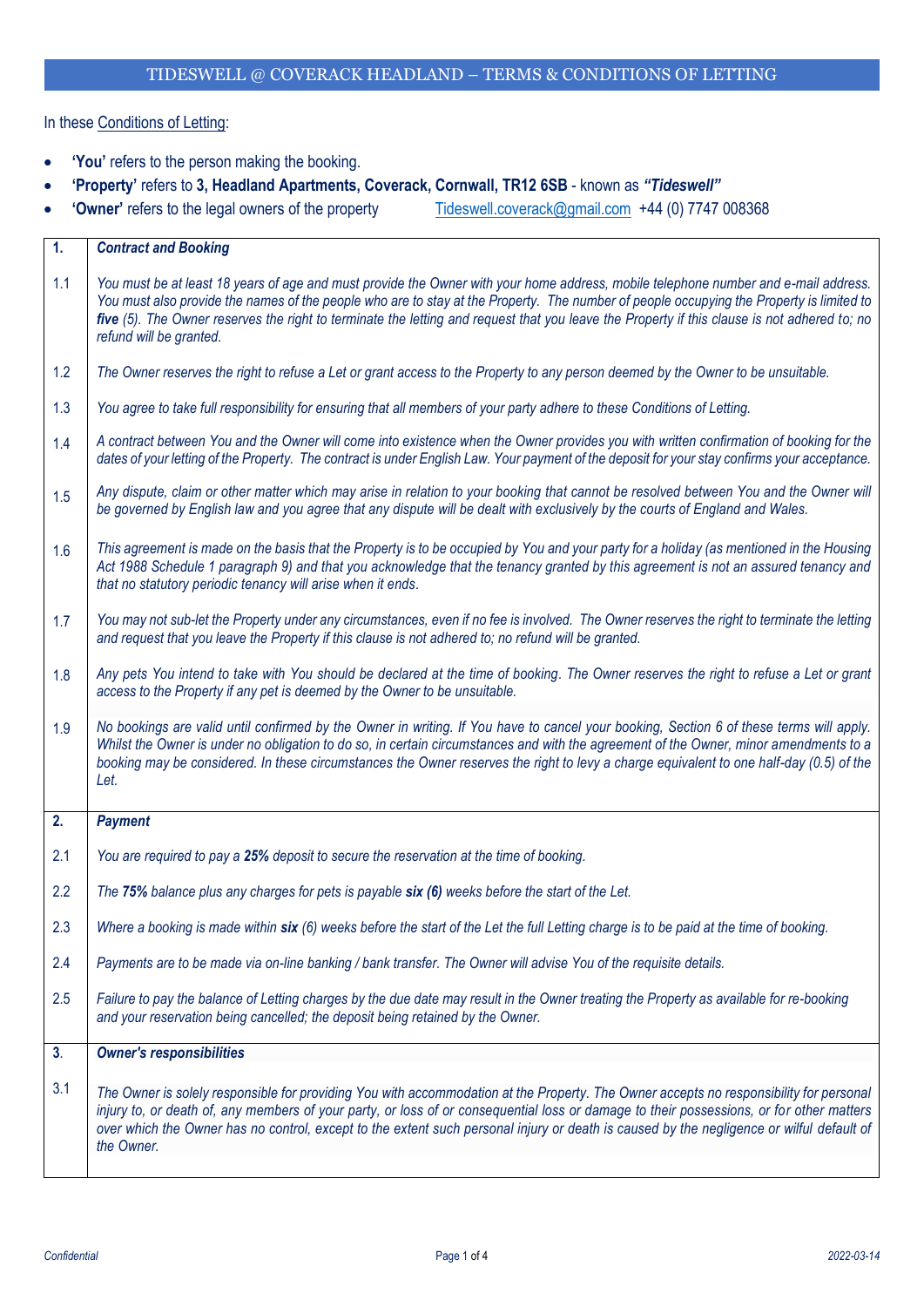# TIDESWELL @ COVERACK HEADLAND – TERMS & CONDITIONS OF LETTING

In these Conditions of Letting:

- **'You'** refers to the person making the booking.
- **'Property'** refers to **3, Headland Apartments, Coverack, Cornwall, TR12 6SB** - known as ***"Tideswell"***
- **'Owner'** refers to the legal owners of the property Tideswell.coverack@gmail.com +44 (0) 7747 008368

| | |
|---|---|
| **1.** | ***Contract and Booking*** |
| 1.1 | *You must be at least 18 years of age and must provide the Owner with your home address, mobile telephone number and e-mail address. You must also provide the names of the people who are to stay at the Property. The number of people occupying the Property is limited to* ***five*** *(5). The Owner reserves the right to terminate the letting and request that you leave the Property if this clause is not adhered to; no refund will be granted.* |
| 1.2 | *The Owner reserves the right to refuse a Let or grant access to the Property to any person deemed by the Owner to be unsuitable.* |
| 1.3 | *You agree to take full responsibility for ensuring that all members of your party adhere to these Conditions of Letting.* |
| 1.4 | *A contract between You and the Owner will come into existence when the Owner provides you with written confirmation of booking for the dates of your letting of the Property. The contract is under English Law. Your payment of the deposit for your stay confirms your acceptance.* |
| 1.5 | *Any dispute, claim or other matter which may arise in relation to your booking that cannot be resolved between You and the Owner will be governed by English law and you agree that any dispute will be dealt with exclusively by the courts of England and Wales.* |
| 1.6 | *This agreement is made on the basis that the Property is to be occupied by You and your party for a holiday (as mentioned in the Housing Act 1988 Schedule 1 paragraph 9) and that you acknowledge that the tenancy granted by this agreement is not an assured tenancy and that no statutory periodic tenancy will arise when it ends.* |
| 1.7 | *You may not sub-let the Property under any circumstances, even if no fee is involved. The Owner reserves the right to terminate the letting and request that you leave the Property if this clause is not adhered to; no refund will be granted.* |
| 1.8 | *Any pets You intend to take with You should be declared at the time of booking. The Owner reserves the right to refuse a Let or grant access to the Property if any pet is deemed by the Owner to be unsuitable.* |
| 1.9 | *No bookings are valid until confirmed by the Owner in writing. If You have to cancel your booking, Section 6 of these terms will apply. Whilst the Owner is under no obligation to do so, in certain circumstances and with the agreement of the Owner, minor amendments to a booking may be considered. In these circumstances the Owner reserves the right to levy a charge equivalent to one half-day (0.5) of the Let.* |
| **2.** | ***Payment*** |
| 2.1 | *You are required to pay a* ***25%*** *deposit to secure the reservation at the time of booking.* |
| 2.2 | *The* ***75%*** *balance plus any charges for pets is payable* ***six (6)*** *weeks before the start of the Let.* |
| 2.3 | *Where a booking is made within* ***six*** *(6) weeks before the start of the Let the full Letting charge is to be paid at the time of booking.* |
| 2.4 | *Payments are to be made via on-line banking / bank transfer. The Owner will advise You of the requisite details.* |
| 2.5 | *Failure to pay the balance of Letting charges by the due date may result in the Owner treating the Property as available for re-booking and your reservation being cancelled; the deposit being retained by the Owner.* |
| **3.** | ***Owner's responsibilities*** |
| 3.1 | *The Owner is solely responsible for providing You with accommodation at the Property. The Owner accepts no responsibility for personal injury to, or death of, any members of your party, or loss of or consequential loss or damage to their possessions, or for other matters over which the Owner has no control, except to the extent such personal injury or death is caused by the negligence or wilful default of the Owner.* |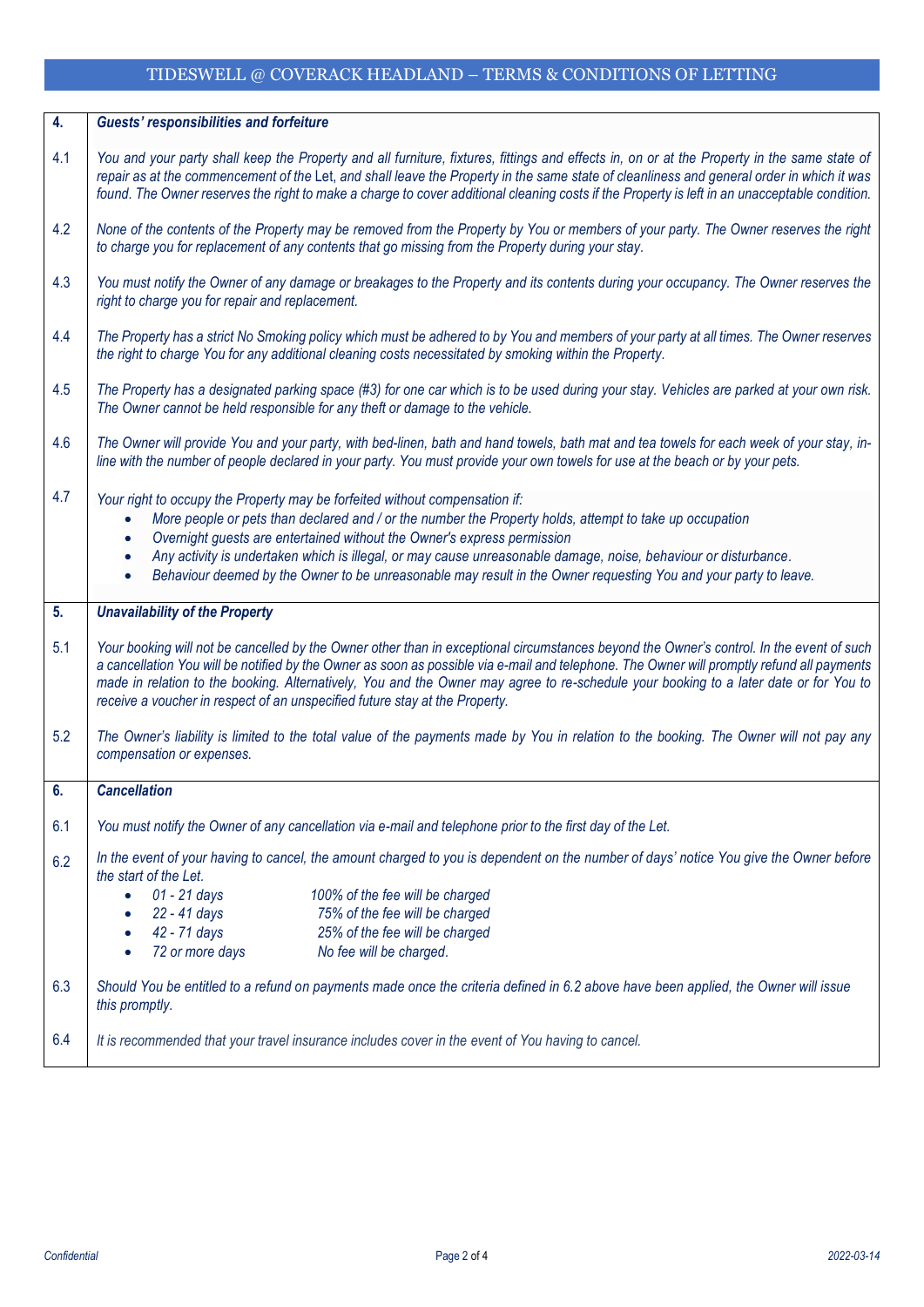## 4. *Guests' responsibilities and forfeiture*

**4.1** *You and your party shall keep the Property and all furniture, fixtures, fittings and effects in, on or at the Property in the same state of repair as at the commencement of the* Let*, and shall leave the Property in the same state of cleanliness and general order in which it was found. The Owner reserves the right to make a charge to cover additional cleaning costs if the Property is left in an unacceptable condition.*

**4.2** *None of the contents of the Property may be removed from the Property by You or members of your party. The Owner reserves the right to charge you for replacement of any contents that go missing from the Property during your stay.*

**4.3** *You must notify the Owner of any damage or breakages to the Property and its contents during your occupancy. The Owner reserves the right to charge you for repair and replacement.*

**4.4** *The Property has a strict No Smoking policy which must be adhered to by You and members of your party at all times. The Owner reserves the right to charge You for any additional cleaning costs necessitated by smoking within the Property.*

**4.5** *The Property has a designated parking space (#3) for one car which is to be used during your stay. Vehicles are parked at your own risk. The Owner cannot be held responsible for any theft or damage to the vehicle.*

**4.6** *The Owner will provide You and your party, with bed-linen, bath and hand towels, bath mat and tea towels for each week of your stay, in-line with the number of people declared in your party. You must provide your own towels for use at the beach or by your pets.*

**4.7** *Your right to occupy the Property may be forfeited without compensation if:*

- *More people or pets than declared and / or the number the Property holds, attempt to take up occupation*
- *Overnight guests are entertained without the Owner's express permission*
- *Any activity is undertaken which is illegal, or may cause unreasonable damage, noise, behaviour or disturbance.*
- *Behaviour deemed by the Owner to be unreasonable may result in the Owner requesting You and your party to leave.*

## 5. *Unavailability of the Property*

**5.1** *Your booking will not be cancelled by the Owner other than in exceptional circumstances beyond the Owner's control. In the event of such a cancellation You will be notified by the Owner as soon as possible via e-mail and telephone. The Owner will promptly refund all payments made in relation to the booking. Alternatively, You and the Owner may agree to re-schedule your booking to a later date or for You to receive a voucher in respect of an unspecified future stay at the Property.*

**5.2** *The Owner's liability is limited to the total value of the payments made by You in relation to the booking. The Owner will not pay any compensation or expenses.*

## 6. *Cancellation*

**6.1** *You must notify the Owner of any cancellation via e-mail and telephone prior to the first day of the Let.*

**6.2** *In the event of your having to cancel, the amount charged to you is dependent on the number of days' notice You give the Owner before the start of the Let.*

- *01 - 21 days* — *100% of the fee will be charged*
- *22 - 41 days* — *75% of the fee will be charged*
- *42 - 71 days* — *25% of the fee will be charged*
- *72 or more days* — *No fee will be charged.*

**6.3** *Should You be entitled to a refund on payments made once the criteria defined in 6.2 above have been applied, the Owner will issue this promptly.*

**6.4** *It is recommended that your travel insurance includes cover in the event of You having to cancel.*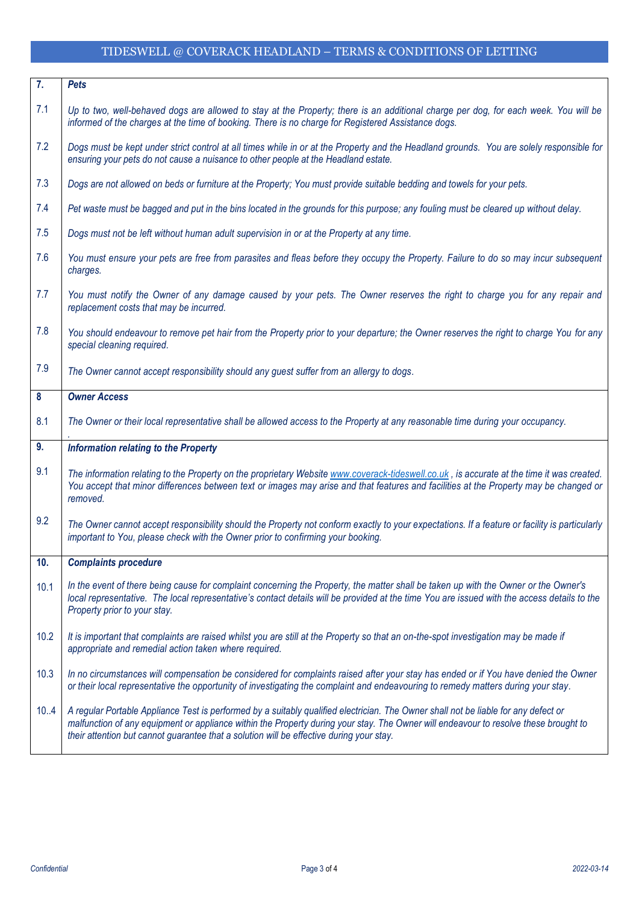| | |
|---|---|
| **7.** | ***Pets*** |
| 7.1 | *Up to two, well-behaved dogs are allowed to stay at the Property; there is an additional charge per dog, for each week. You will be informed of the charges at the time of booking. There is no charge for Registered Assistance dogs.* |
| 7.2 | *Dogs must be kept under strict control at all times while in or at the Property and the Headland grounds. You are solely responsible for ensuring your pets do not cause a nuisance to other people at the Headland estate.* |
| 7.3 | *Dogs are not allowed on beds or furniture at the Property; You must provide suitable bedding and towels for your pets.* |
| 7.4 | *Pet waste must be bagged and put in the bins located in the grounds for this purpose; any fouling must be cleared up without delay.* |
| 7.5 | *Dogs must not be left without human adult supervision in or at the Property at any time.* |
| 7.6 | *You must ensure your pets are free from parasites and fleas before they occupy the Property. Failure to do so may incur subsequent charges.* |
| 7.7 | *You must notify the Owner of any damage caused by your pets. The Owner reserves the right to charge you for any repair and replacement costs that may be incurred.* |
| 7.8 | *You should endeavour to remove pet hair from the Property prior to your departure; the Owner reserves the right to charge You for any special cleaning required.* |
| 7.9 | *The Owner cannot accept responsibility should any guest suffer from an allergy to dogs.* |
| **8** | ***Owner Access*** |
| 8.1 | *The Owner or their local representative shall be allowed access to the Property at any reasonable time during your occupancy.* |
| **9.** | ***Information relating to the Property*** |
| 9.1 | *The information relating to the Property on the proprietary Website www.coverack-tideswell.co.uk , is accurate at the time it was created. You accept that minor differences between text or images may arise and that features and facilities at the Property may be changed or removed.* |
| 9.2 | *The Owner cannot accept responsibility should the Property not conform exactly to your expectations. If a feature or facility is particularly important to You, please check with the Owner prior to confirming your booking.* |
| **10.** | ***Complaints procedure*** |
| 10.1 | *In the event of there being cause for complaint concerning the Property, the matter shall be taken up with the Owner or the Owner's local representative. The local representative's contact details will be provided at the time You are issued with the access details to the Property prior to your stay.* |
| 10.2 | *It is important that complaints are raised whilst you are still at the Property so that an on-the-spot investigation may be made if appropriate and remedial action taken where required.* |
| 10.3 | *In no circumstances will compensation be considered for complaints raised after your stay has ended or if You have denied the Owner or their local representative the opportunity of investigating the complaint and endeavouring to remedy matters during your stay.* |
| 10..4 | *A regular Portable Appliance Test is performed by a suitably qualified electrician. The Owner shall not be liable for any defect or malfunction of any equipment or appliance within the Property during your stay. The Owner will endeavour to resolve these brought to their attention but cannot guarantee that a solution will be effective during your stay.* |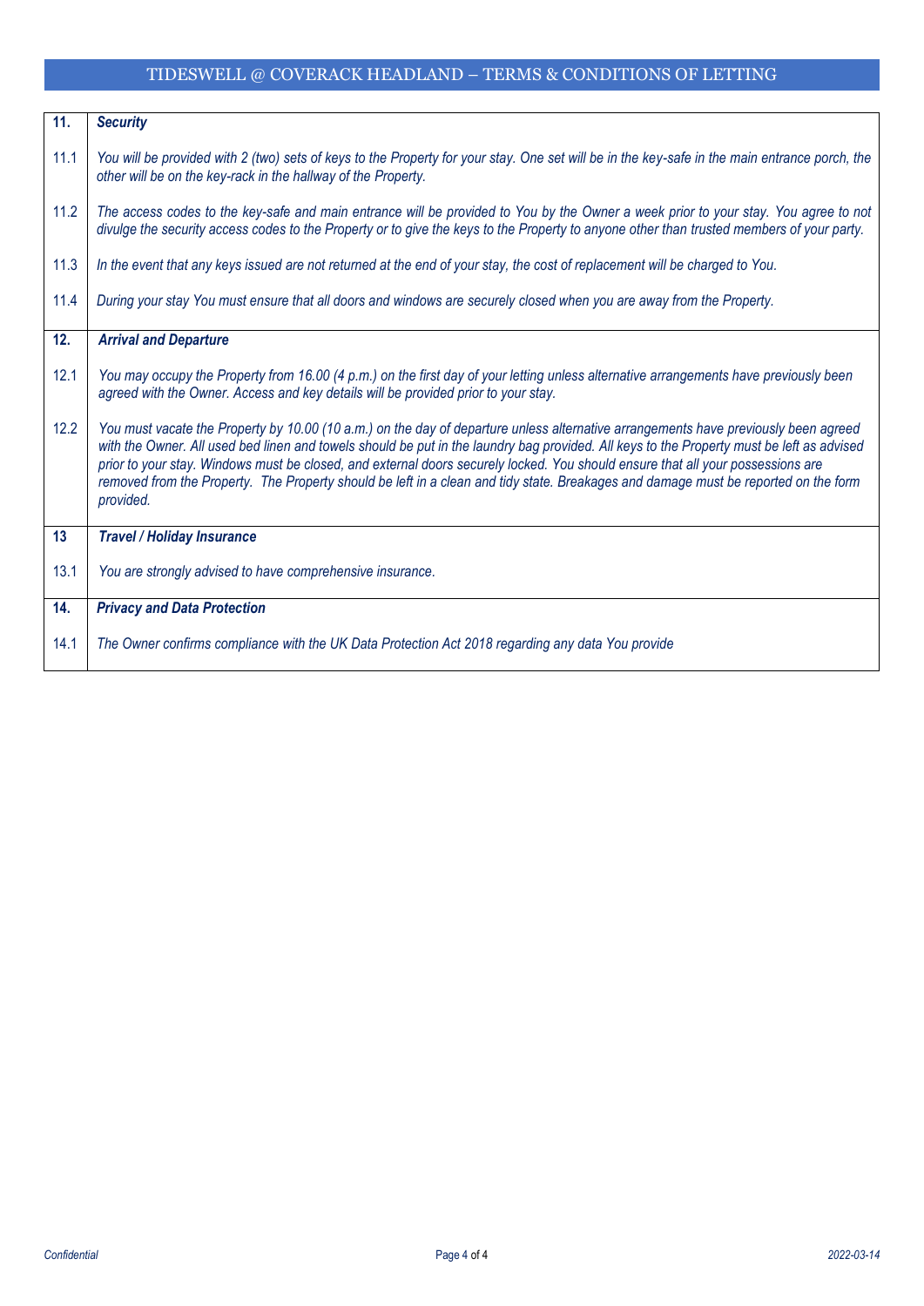| | |
|---|---|
| **11.** | ***Security*** |
| 11.1 | *You will be provided with 2 (two) sets of keys to the Property for your stay. One set will be in the key-safe in the main entrance porch, the other will be on the key-rack in the hallway of the Property.* |
| 11.2 | *The access codes to the key-safe and main entrance will be provided to You by the Owner a week prior to your stay. You agree to not divulge the security access codes to the Property or to give the keys to the Property to anyone other than trusted members of your party.* |
| 11.3 | *In the event that any keys issued are not returned at the end of your stay, the cost of replacement will be charged to You.* |
| 11.4 | *During your stay You must ensure that all doors and windows are securely closed when you are away from the Property.* |
| **12.** | ***Arrival and Departure*** |
| 12.1 | *You may occupy the Property from 16.00 (4 p.m.) on the first day of your letting unless alternative arrangements have previously been agreed with the Owner. Access and key details will be provided prior to your stay.* |
| 12.2 | *You must vacate the Property by 10.00 (10 a.m.) on the day of departure unless alternative arrangements have previously been agreed with the Owner. All used bed linen and towels should be put in the laundry bag provided. All keys to the Property must be left as advised prior to your stay. Windows must be closed, and external doors securely locked. You should ensure that all your possessions are removed from the Property. The Property should be left in a clean and tidy state. Breakages and damage must be reported on the form provided.* |
| **13** | ***Travel / Holiday Insurance*** |
| 13.1 | *You are strongly advised to have comprehensive insurance.* |
| **14.** | ***Privacy and Data Protection*** |
| 14.1 | *The Owner confirms compliance with the UK Data Protection Act 2018 regarding any data You provide* |